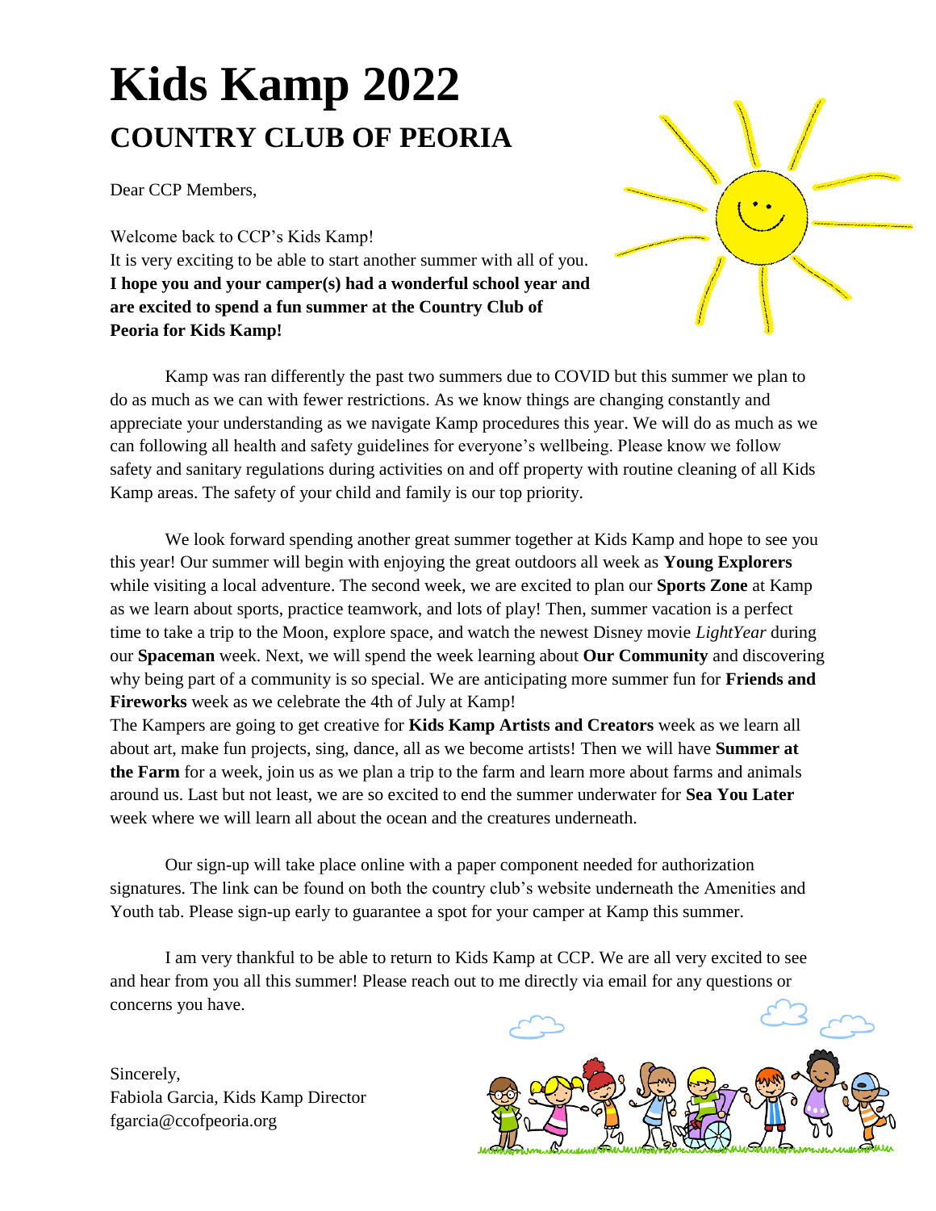# Kids Kamp 2022

## COUNTRY CLUB OF PEORIA

Dear CCP Members,

Welcome back to CCP's Kids Kamp!
It is very exciting to be able to start another summer with all of you.
**I hope you and your camper(s) had a wonderful school year and are excited to spend a fun summer at the Country Club of Peoria for Kids Kamp!**

Kamp was ran differently the past two summers due to COVID but this summer we plan to do as much as we can with fewer restrictions. As we know things are changing constantly and appreciate your understanding as we navigate Kamp procedures this year. We will do as much as we can following all health and safety guidelines for everyone's wellbeing. Please know we follow safety and sanitary regulations during activities on and off property with routine cleaning of all Kids Kamp areas. The safety of your child and family is our top priority.

We look forward spending another great summer together at Kids Kamp and hope to see you this year! Our summer will begin with enjoying the great outdoors all week as **Young Explorers** while visiting a local adventure. The second week, we are excited to plan our **Sports Zone** at Kamp as we learn about sports, practice teamwork, and lots of play! Then, summer vacation is a perfect time to take a trip to the Moon, explore space, and watch the newest Disney movie *LightYear* during our **Spaceman** week. Next, we will spend the week learning about **Our Community** and discovering why being part of a community is so special. We are anticipating more summer fun for **Friends and Fireworks** week as we celebrate the 4th of July at Kamp!
The Kampers are going to get creative for **Kids Kamp Artists and Creators** week as we learn all about art, make fun projects, sing, dance, all as we become artists! Then we will have **Summer at the Farm** for a week, join us as we plan a trip to the farm and learn more about farms and animals around us. Last but not least, we are so excited to end the summer underwater for **Sea You Later** week where we will learn all about the ocean and the creatures underneath.

Our sign-up will take place online with a paper component needed for authorization signatures. The link can be found on both the country club's website underneath the Amenities and Youth tab. Please sign-up early to guarantee a spot for your camper at Kamp this summer.

I am very thankful to be able to return to Kids Kamp at CCP. We are all very excited to see and hear from you all this summer! Please reach out to me directly via email for any questions or concerns you have.

Sincerely,
Fabiola Garcia, Kids Kamp Director
fgarcia@ccofpeoria.org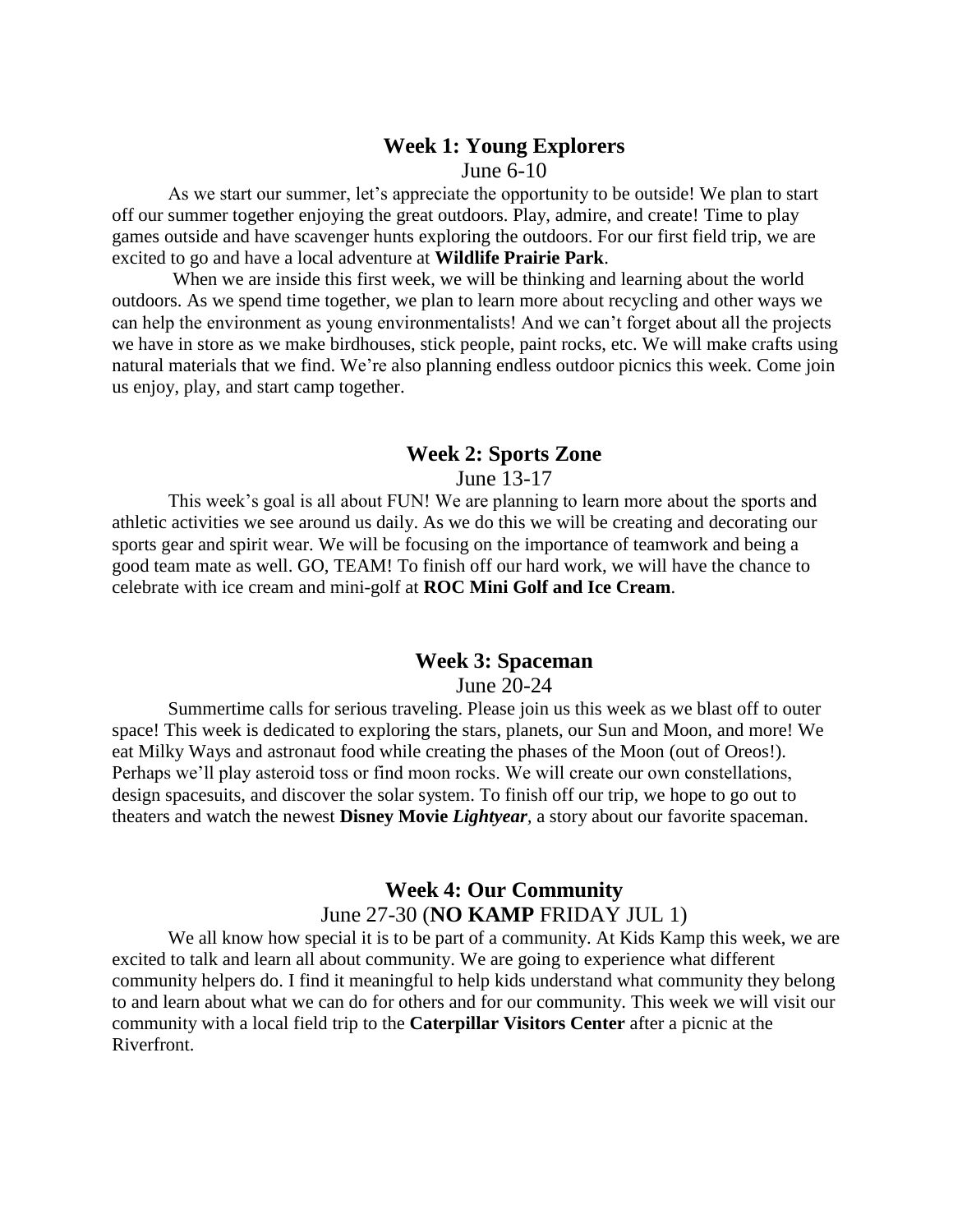## Week 1: Young Explorers

June 6-10

As we start our summer, let's appreciate the opportunity to be outside! We plan to start off our summer together enjoying the great outdoors. Play, admire, and create! Time to play games outside and have scavenger hunts exploring the outdoors. For our first field trip, we are excited to go and have a local adventure at **Wildlife Prairie Park**.

When we are inside this first week, we will be thinking and learning about the world outdoors. As we spend time together, we plan to learn more about recycling and other ways we can help the environment as young environmentalists! And we can't forget about all the projects we have in store as we make birdhouses, stick people, paint rocks, etc. We will make crafts using natural materials that we find. We're also planning endless outdoor picnics this week. Come join us enjoy, play, and start camp together.

## Week 2: Sports Zone

June 13-17

This week's goal is all about FUN! We are planning to learn more about the sports and athletic activities we see around us daily. As we do this we will be creating and decorating our sports gear and spirit wear. We will be focusing on the importance of teamwork and being a good team mate as well. GO, TEAM! To finish off our hard work, we will have the chance to celebrate with ice cream and mini-golf at **ROC Mini Golf and Ice Cream**.

## Week 3: Spaceman

June 20-24

Summertime calls for serious traveling. Please join us this week as we blast off to outer space! This week is dedicated to exploring the stars, planets, our Sun and Moon, and more! We eat Milky Ways and astronaut food while creating the phases of the Moon (out of Oreos!). Perhaps we'll play asteroid toss or find moon rocks. We will create our own constellations, design spacesuits, and discover the solar system. To finish off our trip, we hope to go out to theaters and watch the newest **Disney Movie *Lightyear***, a story about our favorite spaceman.

## Week 4: Our Community

June 27-30 (**NO KAMP** FRIDAY JUL 1)

We all know how special it is to be part of a community. At Kids Kamp this week, we are excited to talk and learn all about community. We are going to experience what different community helpers do. I find it meaningful to help kids understand what community they belong to and learn about what we can do for others and for our community. This week we will visit our community with a local field trip to the **Caterpillar Visitors Center** after a picnic at the Riverfront.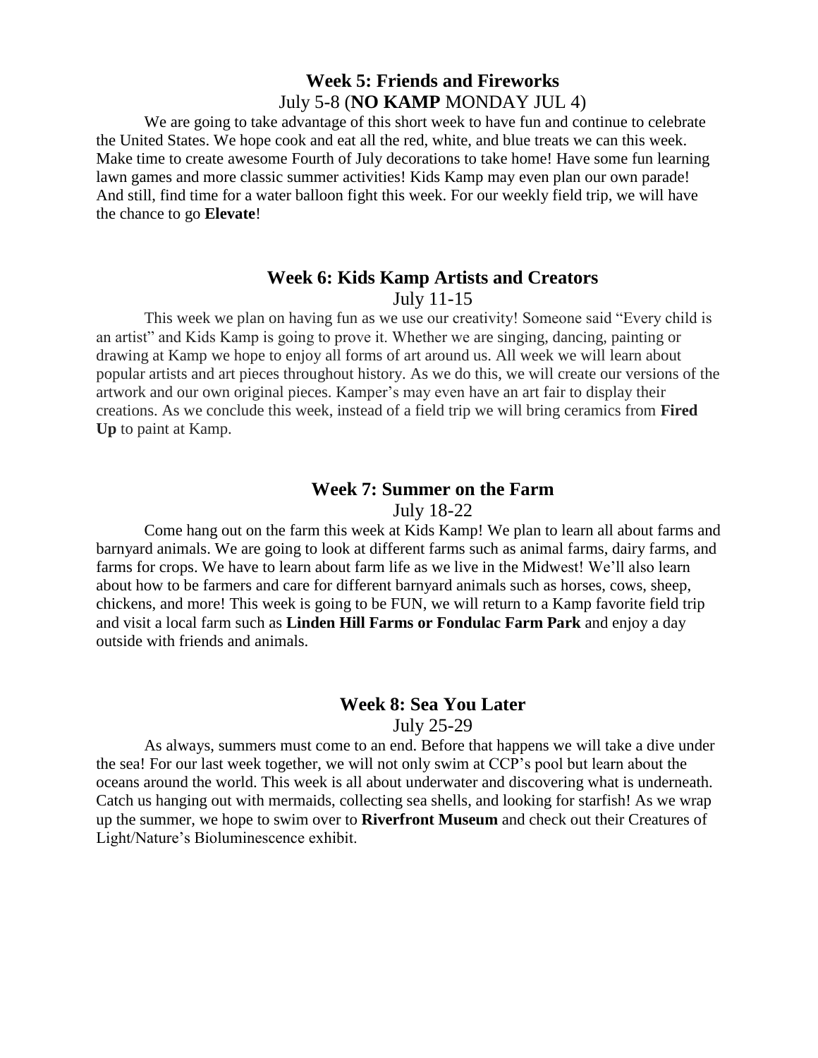## Week 5: Friends and Fireworks

July 5-8 (**NO KAMP** MONDAY JUL 4)

We are going to take advantage of this short week to have fun and continue to celebrate the United States. We hope cook and eat all the red, white, and blue treats we can this week. Make time to create awesome Fourth of July decorations to take home! Have some fun learning lawn games and more classic summer activities! Kids Kamp may even plan our own parade! And still, find time for a water balloon fight this week. For our weekly field trip, we will have the chance to go **Elevate**!

## Week 6: Kids Kamp Artists and Creators

July 11-15

This week we plan on having fun as we use our creativity! Someone said "Every child is an artist" and Kids Kamp is going to prove it. Whether we are singing, dancing, painting or drawing at Kamp we hope to enjoy all forms of art around us. All week we will learn about popular artists and art pieces throughout history. As we do this, we will create our versions of the artwork and our own original pieces. Kamper's may even have an art fair to display their creations. As we conclude this week, instead of a field trip we will bring ceramics from **Fired Up** to paint at Kamp.

## Week 7: Summer on the Farm

July 18-22

Come hang out on the farm this week at Kids Kamp! We plan to learn all about farms and barnyard animals. We are going to look at different farms such as animal farms, dairy farms, and farms for crops. We have to learn about farm life as we live in the Midwest! We'll also learn about how to be farmers and care for different barnyard animals such as horses, cows, sheep, chickens, and more! This week is going to be FUN, we will return to a Kamp favorite field trip and visit a local farm such as **Linden Hill Farms or Fondulac Farm Park** and enjoy a day outside with friends and animals.

## Week 8: Sea You Later

July 25-29

As always, summers must come to an end. Before that happens we will take a dive under the sea! For our last week together, we will not only swim at CCP's pool but learn about the oceans around the world. This week is all about underwater and discovering what is underneath. Catch us hanging out with mermaids, collecting sea shells, and looking for starfish! As we wrap up the summer, we hope to swim over to **Riverfront Museum** and check out their Creatures of Light/Nature's Bioluminescence exhibit.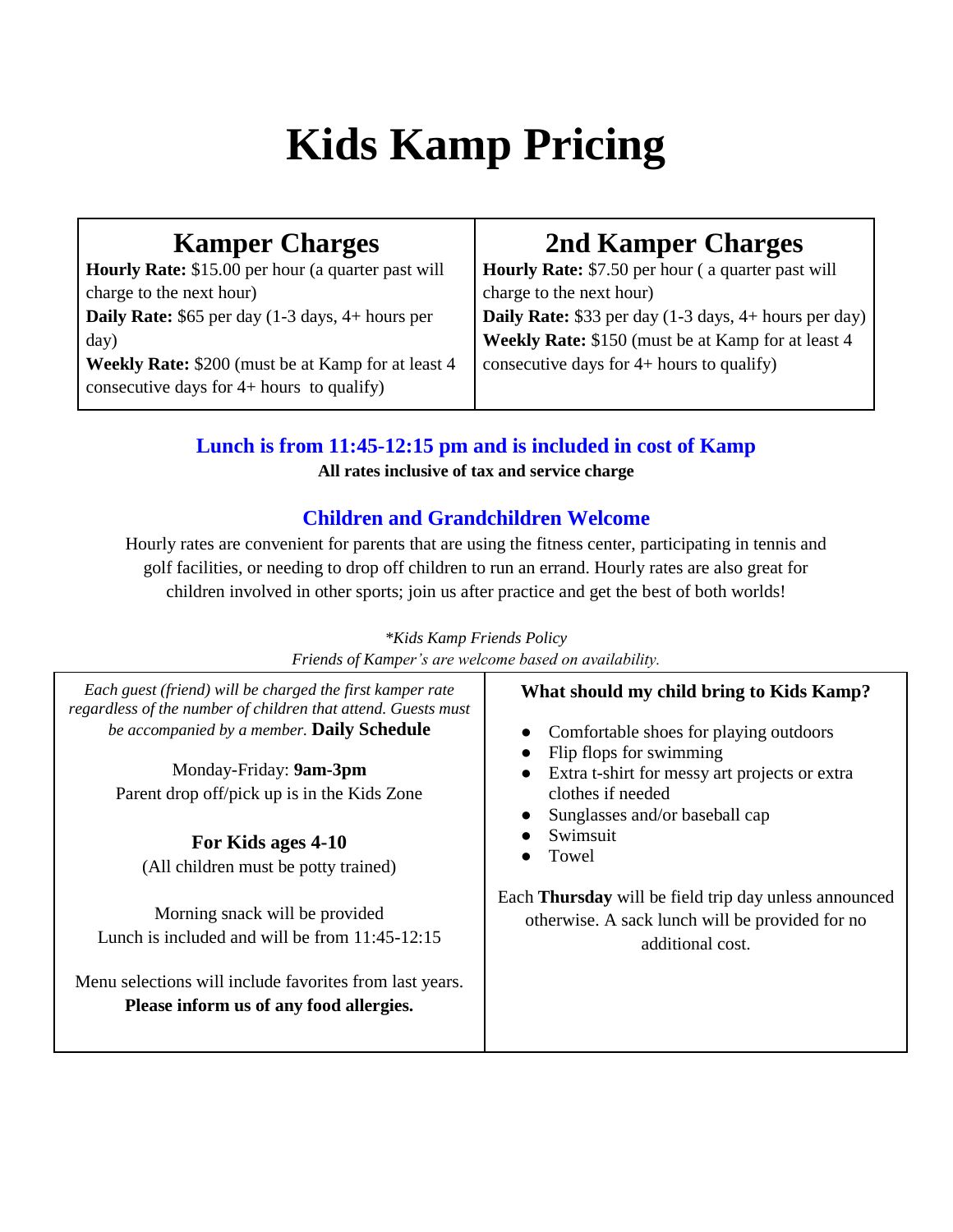# Kids Kamp Pricing

| Kamper Charges | 2nd Kamper Charges |
| --- | --- |
| **Hourly Rate:** $15.00 per hour (a quarter past will charge to the next hour)<br>**Daily Rate:** $65 per day (1-3 days, 4+ hours per day)<br>**Weekly Rate:** $200 (must be at Kamp for at least 4 consecutive days for 4+ hours to qualify) | **Hourly Rate:** $7.50 per hour ( a quarter past will charge to the next hour)<br>**Daily Rate:** $33 per day (1-3 days, 4+ hours per day)<br>**Weekly Rate:** $150 (must be at Kamp for at least 4 consecutive days for 4+ hours to qualify) |

**Lunch is from 11:45-12:15 pm and is included in cost of Kamp**

**All rates inclusive of tax and service charge**

**Children and Grandchildren Welcome**

Hourly rates are convenient for parents that are using the fitness center, participating in tennis and golf facilities, or needing to drop off children to run an errand. Hourly rates are also great for children involved in other sports; join us after practice and get the best of both worlds!

*\*Kids Kamp Friends Policy*

*Friends of Kamper's are welcome based on availability.*

*Each guest (friend) will be charged the first kamper rate regardless of the number of children that attend. Guests must be accompanied by a member.*

**Daily Schedule**

Monday-Friday: **9am-3pm**

Parent drop off/pick up is in the Kids Zone

**For Kids ages 4-10**

(All children must be potty trained)

Morning snack will be provided

Lunch is included and will be from 11:45-12:15

Menu selections will include favorites from last years.

**Please inform us of any food allergies.**

**What should my child bring to Kids Kamp?**

- Comfortable shoes for playing outdoors
- Flip flops for swimming
- Extra t-shirt for messy art projects or extra clothes if needed
- Sunglasses and/or baseball cap
- Swimsuit
- Towel

Each **Thursday** will be field trip day unless announced otherwise. A sack lunch will be provided for no additional cost.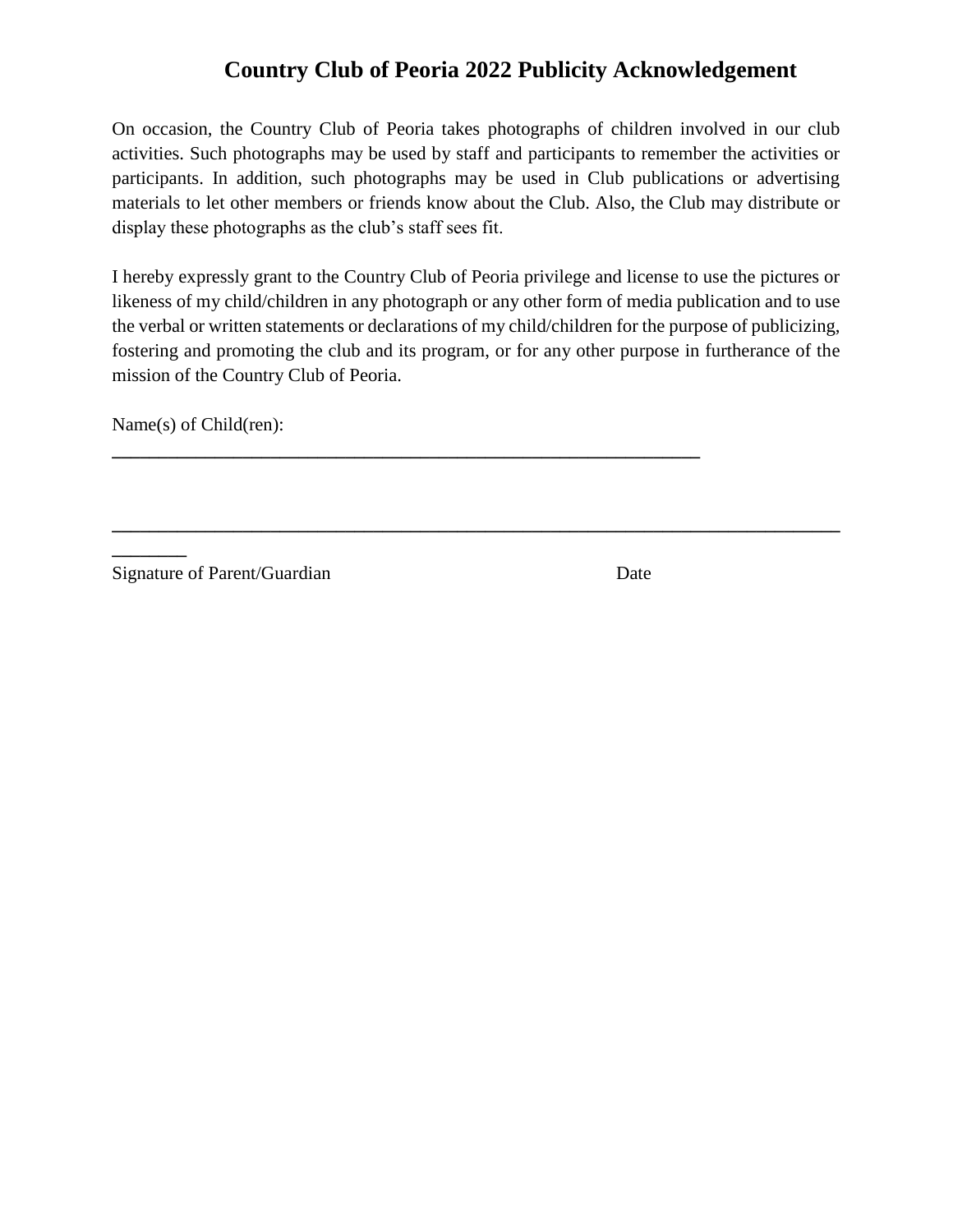# Country Club of Peoria 2022 Publicity Acknowledgement

On occasion, the Country Club of Peoria takes photographs of children involved in our club activities. Such photographs may be used by staff and participants to remember the activities or participants. In addition, such photographs may be used in Club publications or advertising materials to let other members or friends know about the Club. Also, the Club may distribute or display these photographs as the club's staff sees fit.

I hereby expressly grant to the Country Club of Peoria privilege and license to use the pictures or likeness of my child/children in any photograph or any other form of media publication and to use the verbal or written statements or declarations of my child/children for the purpose of publicizing, fostering and promoting the club and its program, or for any other purpose in furtherance of the mission of the Country Club of Peoria.

Name(s) of Child(ren): ______________________________________________

______________________________________________________________________

Signature of Parent/Guardian                                        Date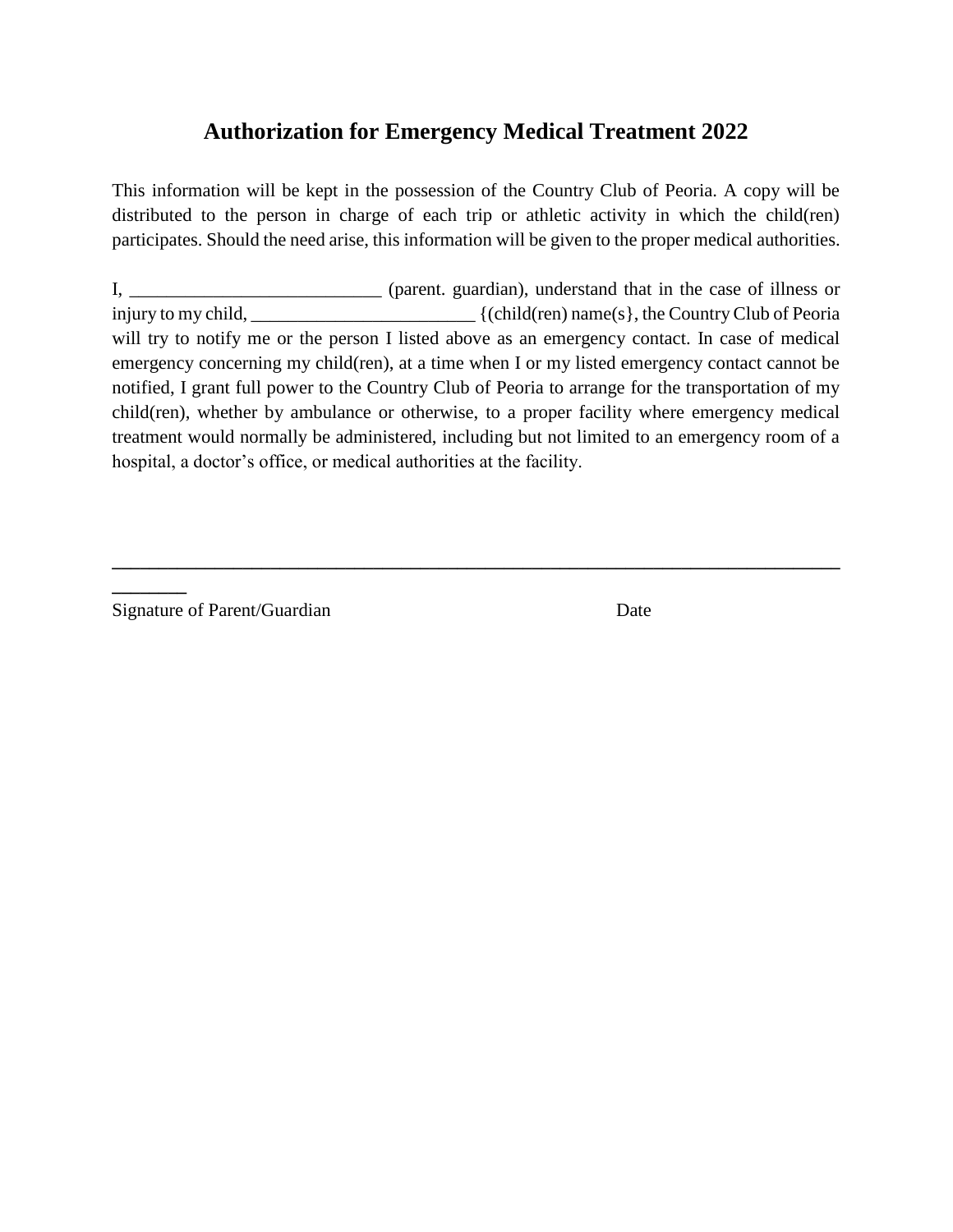## Authorization for Emergency Medical Treatment 2022

This information will be kept in the possession of the Country Club of Peoria. A copy will be distributed to the person in charge of each trip or athletic activity in which the child(ren) participates. Should the need arise, this information will be given to the proper medical authorities.

I, ___________________________ (parent. guardian), understand that in the case of illness or injury to my child, ________________________ {(child(ren) name(s}, the Country Club of Peoria will try to notify me or the person I listed above as an emergency contact. In case of medical emergency concerning my child(ren), at a time when I or my listed emergency contact cannot be notified, I grant full power to the Country Club of Peoria to arrange for the transportation of my child(ren), whether by ambulance or otherwise, to a proper facility where emergency medical treatment would normally be administered, including but not limited to an emergency room of a hospital, a doctor's office, or medical authorities at the facility.

_________________________________________________________________________________

Signature of Parent/Guardian                                                  Date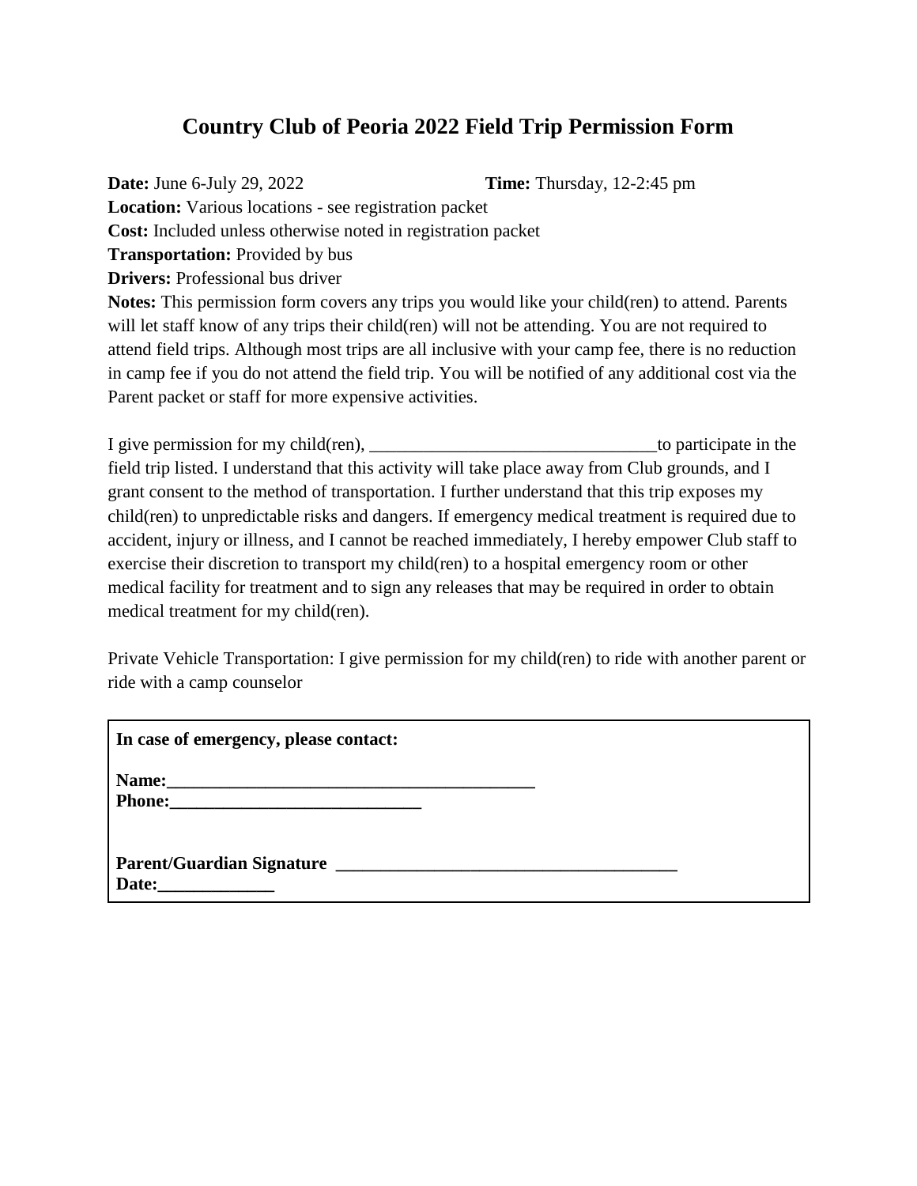# Country Club of Peoria 2022 Field Trip Permission Form

**Date:** June 6-July 29, 2022 **Time:** Thursday, 12-2:45 pm

**Location:** Various locations - see registration packet

**Cost:** Included unless otherwise noted in registration packet

**Transportation:** Provided by bus

**Drivers:** Professional bus driver

**Notes:** This permission form covers any trips you would like your child(ren) to attend. Parents will let staff know of any trips their child(ren) will not be attending. You are not required to attend field trips. Although most trips are all inclusive with your camp fee, there is no reduction in camp fee if you do not attend the field trip. You will be notified of any additional cost via the Parent packet or staff for more expensive activities.

I give permission for my child(ren), ________________________________to participate in the field trip listed. I understand that this activity will take place away from Club grounds, and I grant consent to the method of transportation. I further understand that this trip exposes my child(ren) to unpredictable risks and dangers. If emergency medical treatment is required due to accident, injury or illness, and I cannot be reached immediately, I hereby empower Club staff to exercise their discretion to transport my child(ren) to a hospital emergency room or other medical facility for treatment and to sign any releases that may be required in order to obtain medical treatment for my child(ren).

Private Vehicle Transportation: I give permission for my child(ren) to ride with another parent or ride with a camp counselor

**In case of emergency, please contact:**

**Name:__________________________________________**

**Phone:____________________________**

**Parent/Guardian Signature _______________________________________**

**Date:_____________**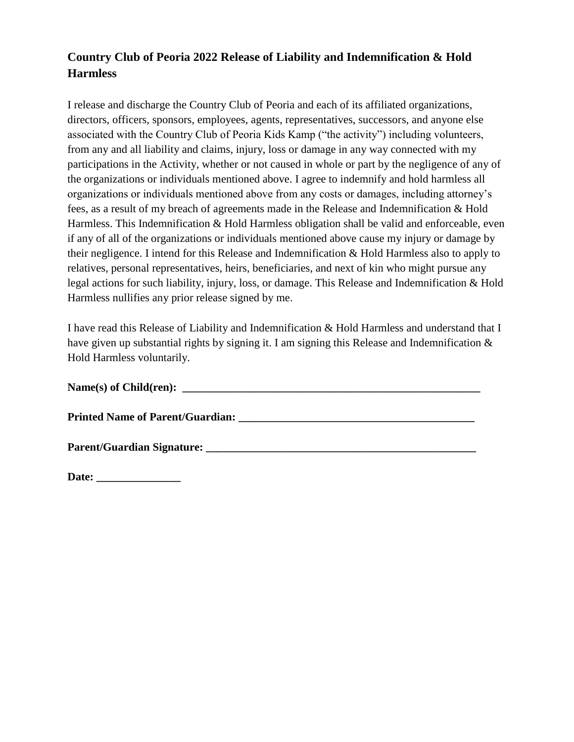## Country Club of Peoria 2022 Release of Liability and Indemnification & Hold Harmless

I release and discharge the Country Club of Peoria and each of its affiliated organizations, directors, officers, sponsors, employees, agents, representatives, successors, and anyone else associated with the Country Club of Peoria Kids Kamp ("the activity") including volunteers, from any and all liability and claims, injury, loss or damage in any way connected with my participations in the Activity, whether or not caused in whole or part by the negligence of any of the organizations or individuals mentioned above. I agree to indemnify and hold harmless all organizations or individuals mentioned above from any costs or damages, including attorney's fees, as a result of my breach of agreements made in the Release and Indemnification & Hold Harmless. This Indemnification & Hold Harmless obligation shall be valid and enforceable, even if any of all of the organizations or individuals mentioned above cause my injury or damage by their negligence. I intend for this Release and Indemnification & Hold Harmless also to apply to relatives, personal representatives, heirs, beneficiaries, and next of kin who might pursue any legal actions for such liability, injury, loss, or damage. This Release and Indemnification & Hold Harmless nullifies any prior release signed by me.

I have read this Release of Liability and Indemnification & Hold Harmless and understand that I have given up substantial rights by signing it. I am signing this Release and Indemnification & Hold Harmless voluntarily.

**Name(s) of Child(ren):** _______________________________________________________

**Printed Name of Parent/Guardian:** ___________________________________________

**Parent/Guardian Signature:** _________________________________________________

**Date:** _______________